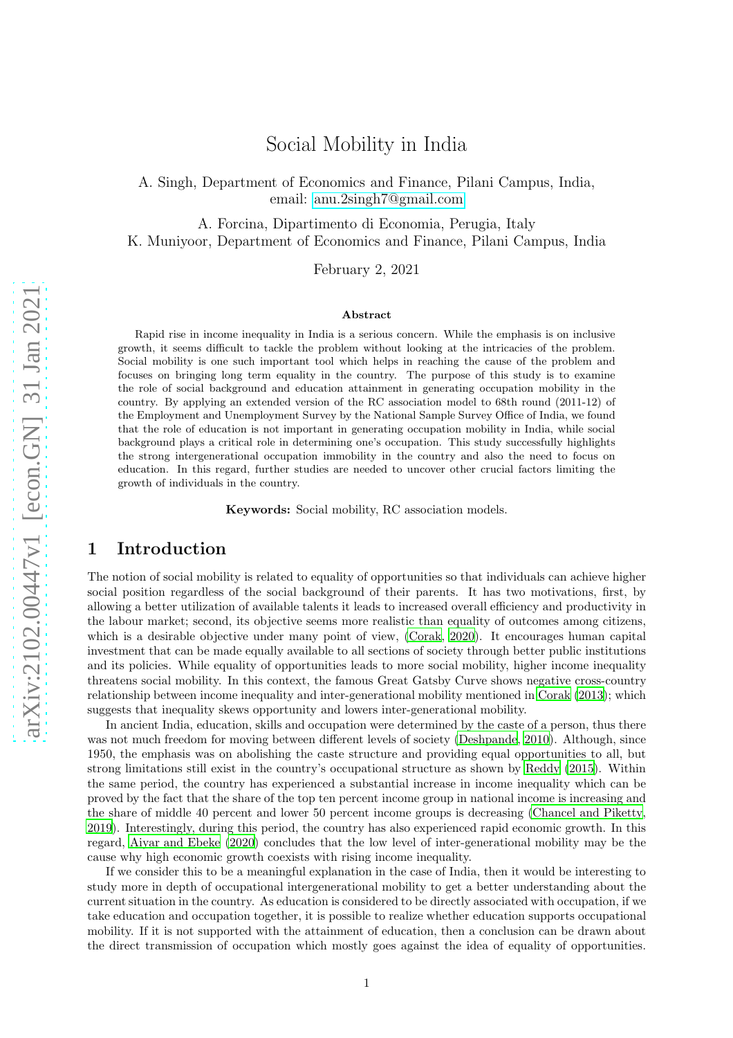# Social Mobility in India

A. Singh, Department of Economics and Finance, Pilani Campus, India,
email: anu.2singh7@gmail.com

A. Forcina, Dipartimento di Economia, Perugia, Italy
K. Muniyoor, Department of Economics and Finance, Pilani Campus, India

February 2, 2021

**Abstract**

Rapid rise in income inequality in India is a serious concern. While the emphasis is on inclusive growth, it seems difficult to tackle the problem without looking at the intricacies of the problem. Social mobility is one such important tool which helps in reaching the cause of the problem and focuses on bringing long term equality in the country. The purpose of this study is to examine the role of social background and education attainment in generating occupation mobility in the country. By applying an extended version of the RC association model to 68th round (2011-12) of the Employment and Unemployment Survey by the National Sample Survey Office of India, we found that the role of education is not important in generating occupation mobility in India, while social background plays a critical role in determining one's occupation. This study successfully highlights the strong intergenerational occupation immobility in the country and also the need to focus on education. In this regard, further studies are needed to uncover other crucial factors limiting the growth of individuals in the country.

**Keywords:** Social mobility, RC association models.

## 1 Introduction

The notion of social mobility is related to equality of opportunities so that individuals can achieve higher social position regardless of the social background of their parents. It has two motivations, first, by allowing a better utilization of available talents it leads to increased overall efficiency and productivity in the labour market; second, its objective seems more realistic than equality of outcomes among citizens, which is a desirable objective under many point of view, (Corak, 2020). It encourages human capital investment that can be made equally available to all sections of society through better public institutions and its policies. While equality of opportunities leads to more social mobility, higher income inequality threatens social mobility. In this context, the famous Great Gatsby Curve shows negative cross-country relationship between income inequality and inter-generational mobility mentioned in Corak (2013); which suggests that inequality skews opportunity and lowers inter-generational mobility.

In ancient India, education, skills and occupation were determined by the caste of a person, thus there was not much freedom for moving between different levels of society (Deshpande, 2010). Although, since 1950, the emphasis was on abolishing the caste structure and providing equal opportunities to all, but strong limitations still exist in the country's occupational structure as shown by Reddy (2015). Within the same period, the country has experienced a substantial increase in income inequality which can be proved by the fact that the share of the top ten percent income group in national income is increasing and the share of middle 40 percent and lower 50 percent income groups is decreasing (Chancel and Piketty, 2019). Interestingly, during this period, the country has also experienced rapid economic growth. In this regard, Aiyar and Ebeke (2020) concludes that the low level of inter-generational mobility may be the cause why high economic growth coexists with rising income inequality.

If we consider this to be a meaningful explanation in the case of India, then it would be interesting to study more in depth of occupational intergenerational mobility to get a better understanding about the current situation in the country. As education is considered to be directly associated with occupation, if we take education and occupation together, it is possible to realize whether education supports occupational mobility. If it is not supported with the attainment of education, then a conclusion can be drawn about the direct transmission of occupation which mostly goes against the idea of equality of opportunities.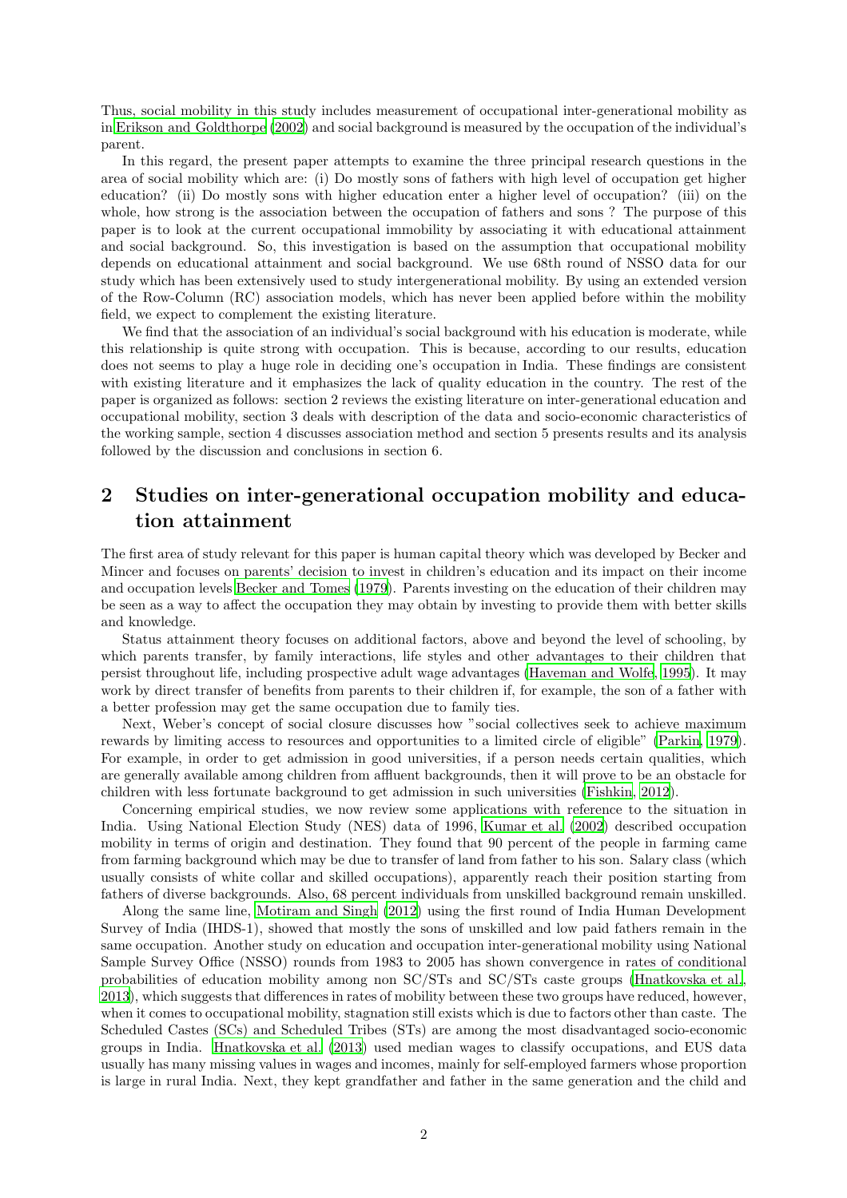Thus, social mobility in this study includes measurement of occupational inter-generational mobility as in Erikson and Goldthorpe (2002) and social background is measured by the occupation of the individual's parent.

In this regard, the present paper attempts to examine the three principal research questions in the area of social mobility which are: (i) Do mostly sons of fathers with high level of occupation get higher education? (ii) Do mostly sons with higher education enter a higher level of occupation? (iii) on the whole, how strong is the association between the occupation of fathers and sons ? The purpose of this paper is to look at the current occupational immobility by associating it with educational attainment and social background. So, this investigation is based on the assumption that occupational mobility depends on educational attainment and social background. We use 68th round of NSSO data for our study which has been extensively used to study intergenerational mobility. By using an extended version of the Row-Column (RC) association models, which has never been applied before within the mobility field, we expect to complement the existing literature.

We find that the association of an individual's social background with his education is moderate, while this relationship is quite strong with occupation. This is because, according to our results, education does not seems to play a huge role in deciding one's occupation in India. These findings are consistent with existing literature and it emphasizes the lack of quality education in the country. The rest of the paper is organized as follows: section 2 reviews the existing literature on inter-generational education and occupational mobility, section 3 deals with description of the data and socio-economic characteristics of the working sample, section 4 discusses association method and section 5 presents results and its analysis followed by the discussion and conclusions in section 6.

## 2 Studies on inter-generational occupation mobility and education attainment

The first area of study relevant for this paper is human capital theory which was developed by Becker and Mincer and focuses on parents' decision to invest in children's education and its impact on their income and occupation levels Becker and Tomes (1979). Parents investing on the education of their children may be seen as a way to affect the occupation they may obtain by investing to provide them with better skills and knowledge.

Status attainment theory focuses on additional factors, above and beyond the level of schooling, by which parents transfer, by family interactions, life styles and other advantages to their children that persist throughout life, including prospective adult wage advantages (Haveman and Wolfe, 1995). It may work by direct transfer of benefits from parents to their children if, for example, the son of a father with a better profession may get the same occupation due to family ties.

Next, Weber's concept of social closure discusses how "social collectives seek to achieve maximum rewards by limiting access to resources and opportunities to a limited circle of eligible" (Parkin, 1979). For example, in order to get admission in good universities, if a person needs certain qualities, which are generally available among children from affluent backgrounds, then it will prove to be an obstacle for children with less fortunate background to get admission in such universities (Fishkin, 2012).

Concerning empirical studies, we now review some applications with reference to the situation in India. Using National Election Study (NES) data of 1996, Kumar et al. (2002) described occupation mobility in terms of origin and destination. They found that 90 percent of the people in farming came from farming background which may be due to transfer of land from father to his son. Salary class (which usually consists of white collar and skilled occupations), apparently reach their position starting from fathers of diverse backgrounds. Also, 68 percent individuals from unskilled background remain unskilled.

Along the same line, Motiram and Singh (2012) using the first round of India Human Development Survey of India (IHDS-1), showed that mostly the sons of unskilled and low paid fathers remain in the same occupation. Another study on education and occupation inter-generational mobility using National Sample Survey Office (NSSO) rounds from 1983 to 2005 has shown convergence in rates of conditional probabilities of education mobility among non SC/STs and SC/STs caste groups (Hnatkovska et al., 2013), which suggests that differences in rates of mobility between these two groups have reduced, however, when it comes to occupational mobility, stagnation still exists which is due to factors other than caste. The Scheduled Castes (SCs) and Scheduled Tribes (STs) are among the most disadvantaged socio-economic groups in India. Hnatkovska et al. (2013) used median wages to classify occupations, and EUS data usually has many missing values in wages and incomes, mainly for self-employed farmers whose proportion is large in rural India. Next, they kept grandfather and father in the same generation and the child and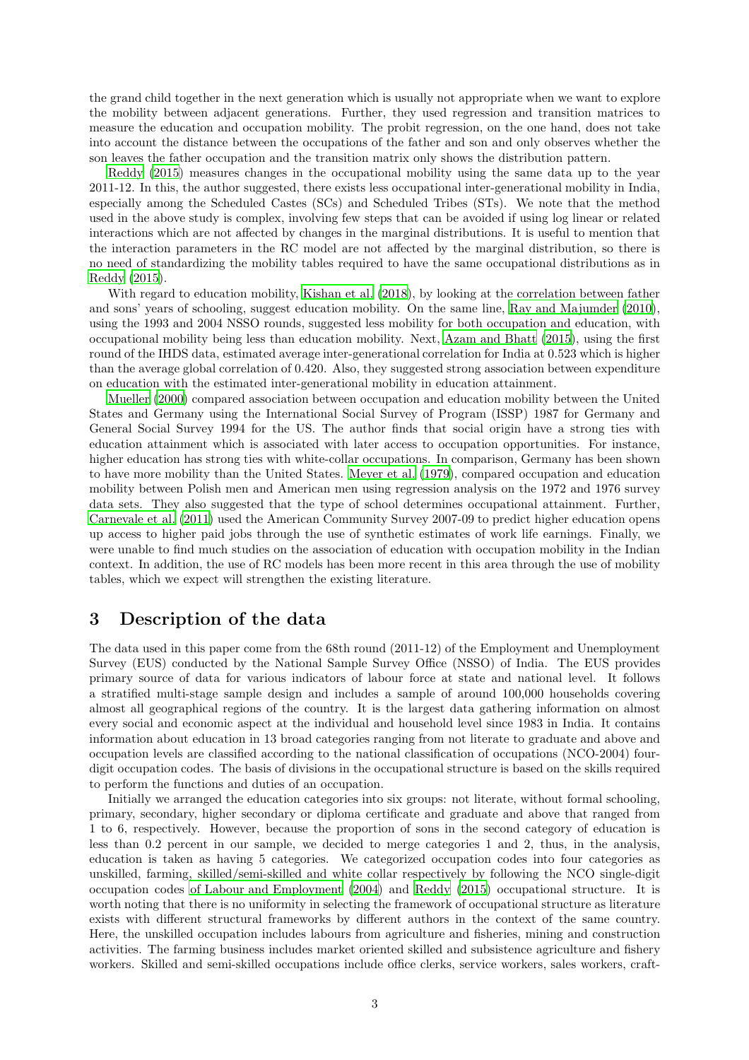the grand child together in the next generation which is usually not appropriate when we want to explore the mobility between adjacent generations. Further, they used regression and transition matrices to measure the education and occupation mobility. The probit regression, on the one hand, does not take into account the distance between the occupations of the father and son and only observes whether the son leaves the father occupation and the transition matrix only shows the distribution pattern.

Reddy (2015) measures changes in the occupational mobility using the same data up to the year 2011-12. In this, the author suggested, there exists less occupational inter-generational mobility in India, especially among the Scheduled Castes (SCs) and Scheduled Tribes (STs). We note that the method used in the above study is complex, involving few steps that can be avoided if using log linear or related interactions which are not affected by changes in the marginal distributions. It is useful to mention that the interaction parameters in the RC model are not affected by the marginal distribution, so there is no need of standardizing the mobility tables required to have the same occupational distributions as in Reddy (2015).

With regard to education mobility, Kishan et al. (2018), by looking at the correlation between father and sons' years of schooling, suggest education mobility. On the same line, Ray and Majumder (2010), using the 1993 and 2004 NSSO rounds, suggested less mobility for both occupation and education, with occupational mobility being less than education mobility. Next, Azam and Bhatt (2015), using the first round of the IHDS data, estimated average inter-generational correlation for India at 0.523 which is higher than the average global correlation of 0.420. Also, they suggested strong association between expenditure on education with the estimated inter-generational mobility in education attainment.

Mueller (2000) compared association between occupation and education mobility between the United States and Germany using the International Social Survey of Program (ISSP) 1987 for Germany and General Social Survey 1994 for the US. The author finds that social origin have a strong ties with education attainment which is associated with later access to occupation opportunities. For instance, higher education has strong ties with white-collar occupations. In comparison, Germany has been shown to have more mobility than the United States. Meyer et al. (1979), compared occupation and education mobility between Polish men and American men using regression analysis on the 1972 and 1976 survey data sets. They also suggested that the type of school determines occupational attainment. Further, Carnevale et al. (2011) used the American Community Survey 2007-09 to predict higher education opens up access to higher paid jobs through the use of synthetic estimates of work life earnings. Finally, we were unable to find much studies on the association of education with occupation mobility in the Indian context. In addition, the use of RC models has been more recent in this area through the use of mobility tables, which we expect will strengthen the existing literature.

# 3 Description of the data

The data used in this paper come from the 68th round (2011-12) of the Employment and Unemployment Survey (EUS) conducted by the National Sample Survey Office (NSSO) of India. The EUS provides primary source of data for various indicators of labour force at state and national level. It follows a stratified multi-stage sample design and includes a sample of around 100,000 households covering almost all geographical regions of the country. It is the largest data gathering information on almost every social and economic aspect at the individual and household level since 1983 in India. It contains information about education in 13 broad categories ranging from not literate to graduate and above and occupation levels are classified according to the national classification of occupations (NCO-2004) four-digit occupation codes. The basis of divisions in the occupational structure is based on the skills required to perform the functions and duties of an occupation.

Initially we arranged the education categories into six groups: not literate, without formal schooling, primary, secondary, higher secondary or diploma certificate and graduate and above that ranged from 1 to 6, respectively. However, because the proportion of sons in the second category of education is less than 0.2 percent in our sample, we decided to merge categories 1 and 2, thus, in the analysis, education is taken as having 5 categories. We categorized occupation codes into four categories as unskilled, farming, skilled/semi-skilled and white collar respectively by following the NCO single-digit occupation codes of Labour and Employment (2004) and Reddy (2015) occupational structure. It is worth noting that there is no uniformity in selecting the framework of occupational structure as literature exists with different structural frameworks by different authors in the context of the same country. Here, the unskilled occupation includes labours from agriculture and fisheries, mining and construction activities. The farming business includes market oriented skilled and subsistence agriculture and fishery workers. Skilled and semi-skilled occupations include office clerks, service workers, sales workers, craft-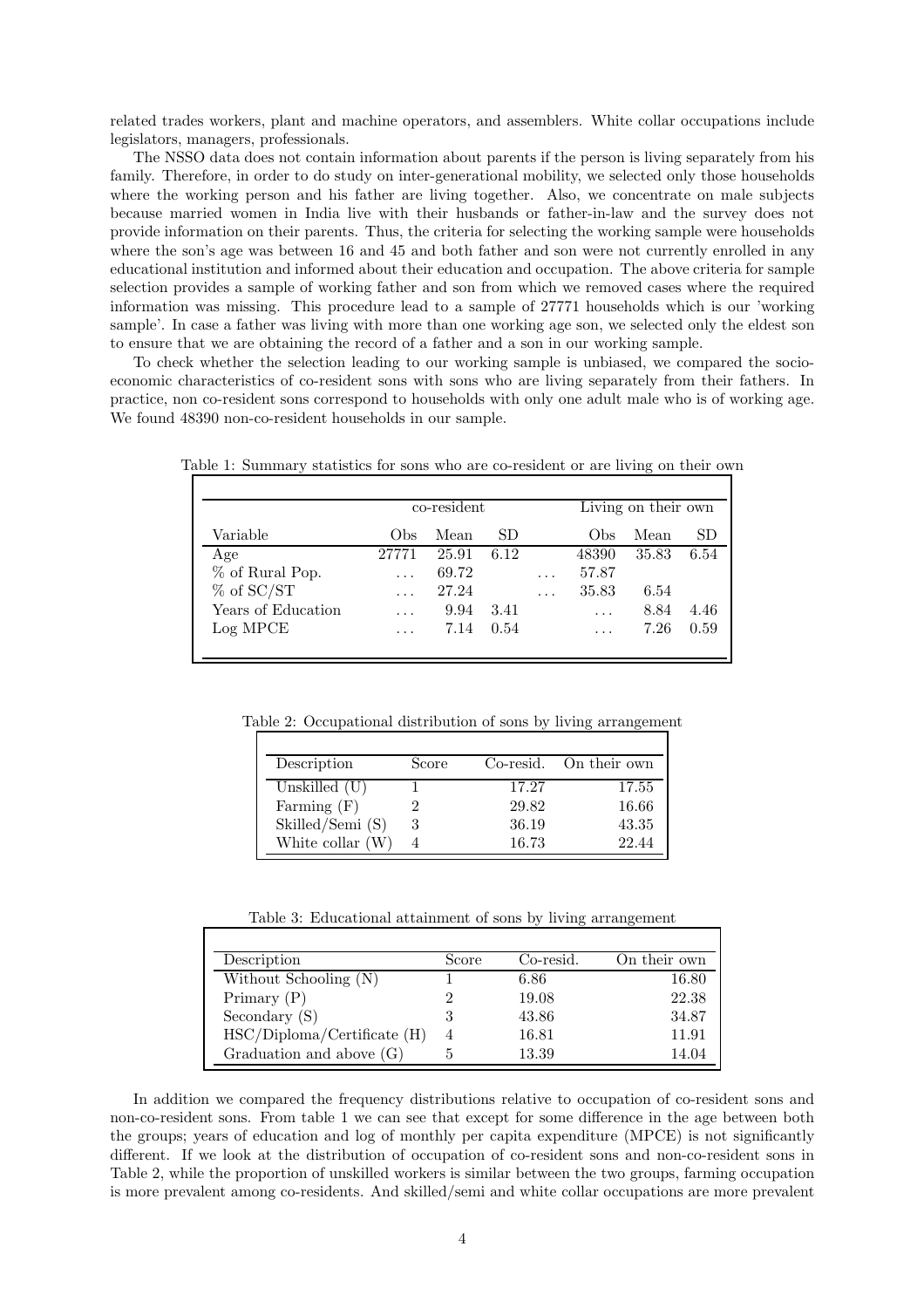related trades workers, plant and machine operators, and assemblers. White collar occupations include legislators, managers, professionals.

The NSSO data does not contain information about parents if the person is living separately from his family. Therefore, in order to do study on inter-generational mobility, we selected only those households where the working person and his father are living together. Also, we concentrate on male subjects because married women in India live with their husbands or father-in-law and the survey does not provide information on their parents. Thus, the criteria for selecting the working sample were households where the son's age was between 16 and 45 and both father and son were not currently enrolled in any educational institution and informed about their education and occupation. The above criteria for sample selection provides a sample of working father and son from which we removed cases where the required information was missing. This procedure lead to a sample of 27771 households which is our 'working sample'. In case a father was living with more than one working age son, we selected only the eldest son to ensure that we are obtaining the record of a father and a son in our working sample.

To check whether the selection leading to our working sample is unbiased, we compared the socio-economic characteristics of co-resident sons with sons who are living separately from their fathers. In practice, non co-resident sons correspond to households with only one adult male who is of working age. We found 48390 non-co-resident households in our sample.

Table 1: Summary statistics for sons who are co-resident or are living on their own

| | co-resident | | | | Living on their own | | |
|---|---|---|---|---|---|---|---|
| Variable | Obs | Mean | SD | | Obs | Mean | SD |
| Age | 27771 | 25.91 | 6.12 | | 48390 | 35.83 | 6.54 |
| % of Rural Pop. | ... | 69.72 | | ... | 57.87 | | |
| % of SC/ST | ... | 27.24 | | ... | 35.83 | 6.54 | |
| Years of Education | ... | 9.94 | 3.41 | | ... | 8.84 | 4.46 |
| Log MPCE | ... | 7.14 | 0.54 | | ... | 7.26 | 0.59 |

Table 2: Occupational distribution of sons by living arrangement

| Description | Score | Co-resid. | On their own |
|---|---|---|---|
| Unskilled (U) | 1 | 17.27 | 17.55 |
| Farming (F) | 2 | 29.82 | 16.66 |
| Skilled/Semi (S) | 3 | 36.19 | 43.35 |
| White collar (W) | 4 | 16.73 | 22.44 |

Table 3: Educational attainment of sons by living arrangement

| Description | Score | Co-resid. | On their own |
|---|---|---|---|
| Without Schooling (N) | 1 | 6.86 | 16.80 |
| Primary (P) | 2 | 19.08 | 22.38 |
| Secondary (S) | 3 | 43.86 | 34.87 |
| HSC/Diploma/Certificate (H) | 4 | 16.81 | 11.91 |
| Graduation and above (G) | 5 | 13.39 | 14.04 |

In addition we compared the frequency distributions relative to occupation of co-resident sons and non-co-resident sons. From table 1 we can see that except for some difference in the age between both the groups; years of education and log of monthly per capita expenditure (MPCE) is not significantly different. If we look at the distribution of occupation of co-resident sons and non-co-resident sons in Table 2, while the proportion of unskilled workers is similar between the two groups, farming occupation is more prevalent among co-residents. And skilled/semi and white collar occupations are more prevalent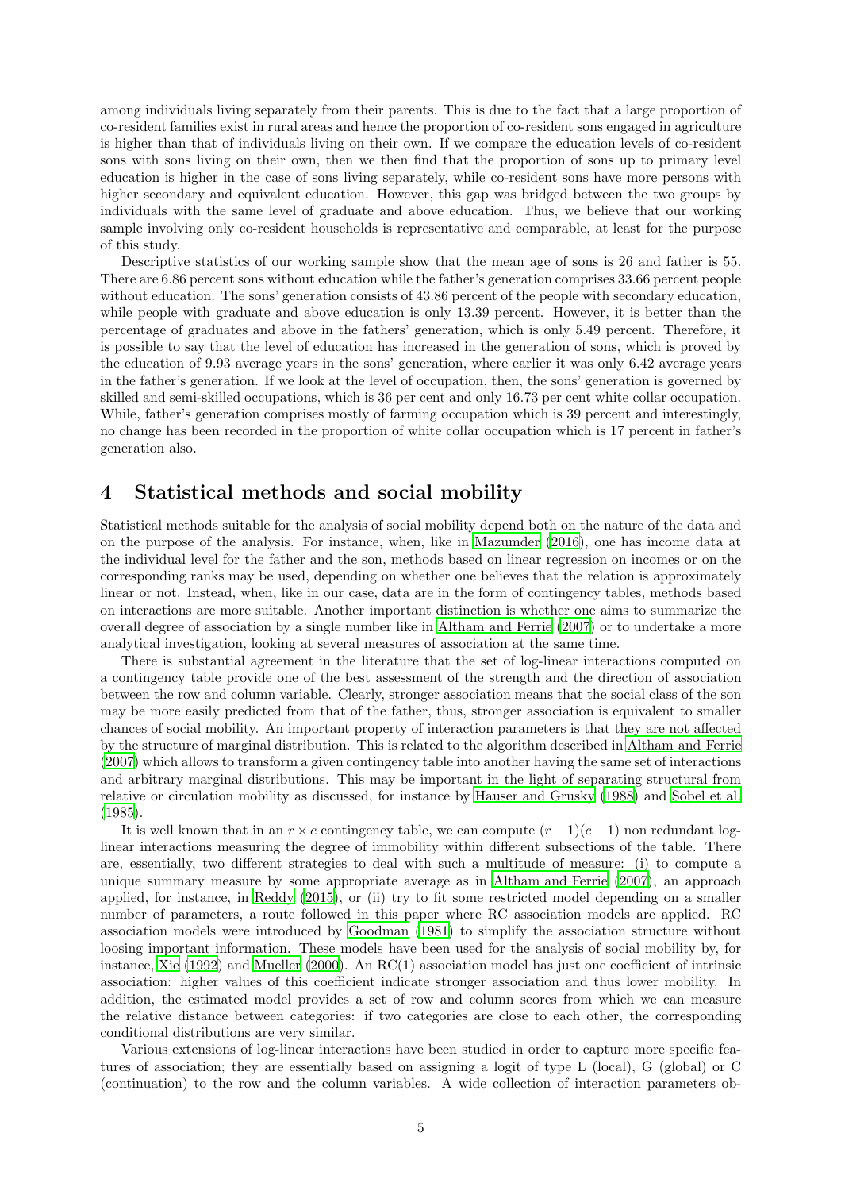among individuals living separately from their parents. This is due to the fact that a large proportion of co-resident families exist in rural areas and hence the proportion of co-resident sons engaged in agriculture is higher than that of individuals living on their own. If we compare the education levels of co-resident sons with sons living on their own, then we then find that the proportion of sons up to primary level education is higher in the case of sons living separately, while co-resident sons have more persons with higher secondary and equivalent education. However, this gap was bridged between the two groups by individuals with the same level of graduate and above education. Thus, we believe that our working sample involving only co-resident households is representative and comparable, at least for the purpose of this study.

Descriptive statistics of our working sample show that the mean age of sons is 26 and father is 55. There are 6.86 percent sons without education while the father's generation comprises 33.66 percent people without education. The sons' generation consists of 43.86 percent of the people with secondary education, while people with graduate and above education is only 13.39 percent. However, it is better than the percentage of graduates and above in the fathers' generation, which is only 5.49 percent. Therefore, it is possible to say that the level of education has increased in the generation of sons, which is proved by the education of 9.93 average years in the sons' generation, where earlier it was only 6.42 average years in the father's generation. If we look at the level of occupation, then, the sons' generation is governed by skilled and semi-skilled occupations, which is 36 per cent and only 16.73 per cent white collar occupation. While, father's generation comprises mostly of farming occupation which is 39 percent and interestingly, no change has been recorded in the proportion of white collar occupation which is 17 percent in father's generation also.

# 4 Statistical methods and social mobility

Statistical methods suitable for the analysis of social mobility depend both on the nature of the data and on the purpose of the analysis. For instance, when, like in Mazumder (2016), one has income data at the individual level for the father and the son, methods based on linear regression on incomes or on the corresponding ranks may be used, depending on whether one believes that the relation is approximately linear or not. Instead, when, like in our case, data are in the form of contingency tables, methods based on interactions are more suitable. Another important distinction is whether one aims to summarize the overall degree of association by a single number like in Altham and Ferrie (2007) or to undertake a more analytical investigation, looking at several measures of association at the same time.

There is substantial agreement in the literature that the set of log-linear interactions computed on a contingency table provide one of the best assessment of the strength and the direction of association between the row and column variable. Clearly, stronger association means that the social class of the son may be more easily predicted from that of the father, thus, stronger association is equivalent to smaller chances of social mobility. An important property of interaction parameters is that they are not affected by the structure of marginal distribution. This is related to the algorithm described in Altham and Ferrie (2007) which allows to transform a given contingency table into another having the same set of interactions and arbitrary marginal distributions. This may be important in the light of separating structural from relative or circulation mobility as discussed, for instance by Hauser and Grusky (1988) and Sobel et al. (1985).

It is well known that in an $r \times c$ contingency table, we can compute $(r-1)(c-1)$ non redundant log-linear interactions measuring the degree of immobility within different subsections of the table. There are, essentially, two different strategies to deal with such a multitude of measure: (i) to compute a unique summary measure by some appropriate average as in Altham and Ferrie (2007), an approach applied, for instance, in Reddy (2015), or (ii) try to fit some restricted model depending on a smaller number of parameters, a route followed in this paper where RC association models are applied. RC association models were introduced by Goodman (1981) to simplify the association structure without loosing important information. These models have been used for the analysis of social mobility by, for instance, Xie (1992) and Mueller (2000). An RC(1) association model has just one coefficient of intrinsic association: higher values of this coefficient indicate stronger association and thus lower mobility. In addition, the estimated model provides a set of row and column scores from which we can measure the relative distance between categories: if two categories are close to each other, the corresponding conditional distributions are very similar.

Various extensions of log-linear interactions have been studied in order to capture more specific features of association; they are essentially based on assigning a logit of type L (local), G (global) or C (continuation) to the row and the column variables. A wide collection of interaction parameters ob-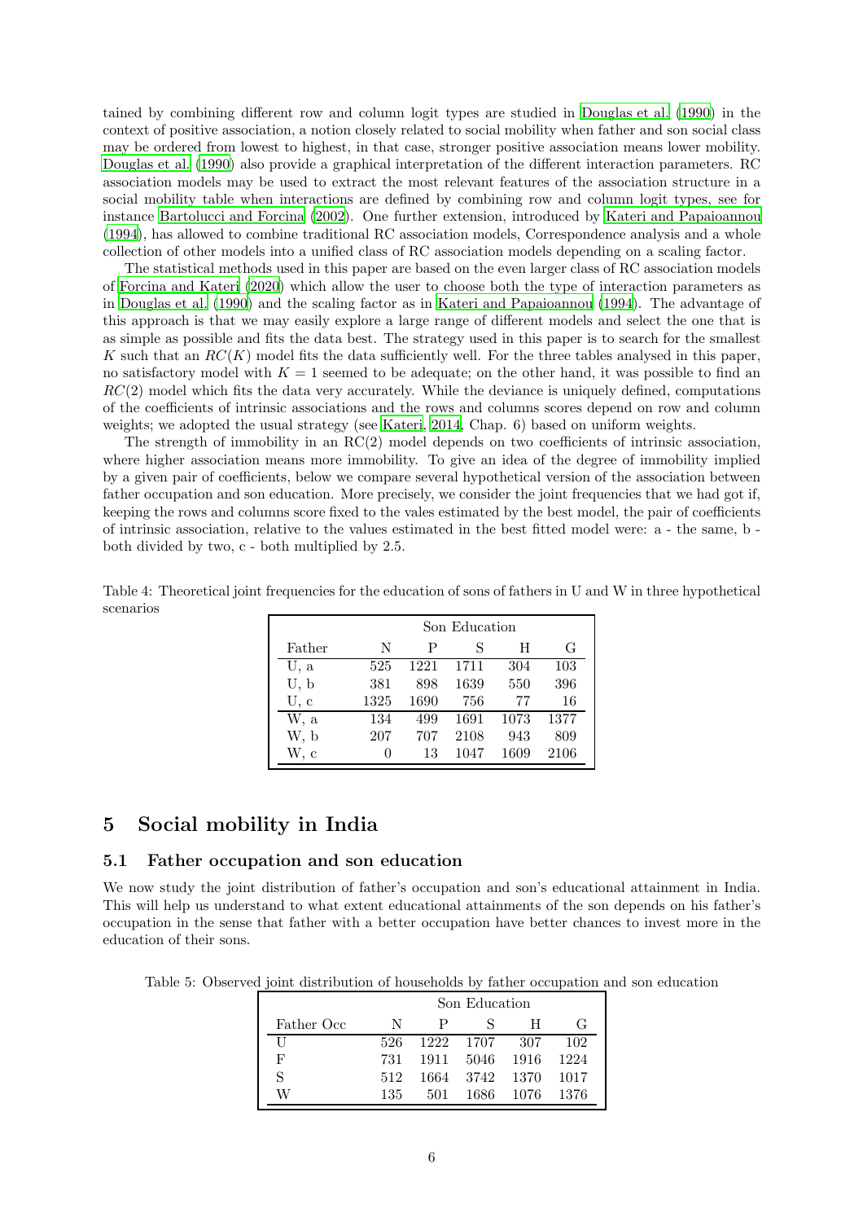tained by combining different row and column logit types are studied in Douglas et al. (1990) in the context of positive association, a notion closely related to social mobility when father and son social class may be ordered from lowest to highest, in that case, stronger positive association means lower mobility. Douglas et al. (1990) also provide a graphical interpretation of the different interaction parameters. RC association models may be used to extract the most relevant features of the association structure in a social mobility table when interactions are defined by combining row and column logit types, see for instance Bartolucci and Forcina (2002). One further extension, introduced by Kateri and Papaioannou (1994), has allowed to combine traditional RC association models, Correspondence analysis and a whole collection of other models into a unified class of RC association models depending on a scaling factor.

The statistical methods used in this paper are based on the even larger class of RC association models of Forcina and Kateri (2020) which allow the user to choose both the type of interaction parameters as in Douglas et al. (1990) and the scaling factor as in Kateri and Papaioannou (1994). The advantage of this approach is that we may easily explore a large range of different models and select the one that is as simple as possible and fits the data best. The strategy used in this paper is to search for the smallest $K$ such that an $RC(K)$ model fits the data sufficiently well. For the three tables analysed in this paper, no satisfactory model with $K = 1$ seemed to be adequate; on the other hand, it was possible to find an $RC(2)$ model which fits the data very accurately. While the deviance is uniquely defined, computations of the coefficients of intrinsic associations and the rows and columns scores depend on row and column weights; we adopted the usual strategy (see Kateri, 2014, Chap. 6) based on uniform weights.

The strength of immobility in an RC(2) model depends on two coefficients of intrinsic association, where higher association means more immobility. To give an idea of the degree of immobility implied by a given pair of coefficients, below we compare several hypothetical version of the association between father occupation and son education. More precisely, we consider the joint frequencies that we had got if, keeping the rows and columns score fixed to the vales estimated by the best model, the pair of coefficients of intrinsic association, relative to the values estimated in the best fitted model were: a - the same, b - both divided by two, c - both multiplied by 2.5.

Table 4: Theoretical joint frequencies for the education of sons of fathers in U and W in three hypothetical scenarios

| | Son Education | | | | |
|---|---|---|---|---|---|
| Father | N | P | S | H | G |
| U, a | 525 | 1221 | 1711 | 304 | 103 |
| U, b | 381 | 898 | 1639 | 550 | 396 |
| U, c | 1325 | 1690 | 756 | 77 | 16 |
| W, a | 134 | 499 | 1691 | 1073 | 1377 |
| W, b | 207 | 707 | 2108 | 943 | 809 |
| W, c | 0 | 13 | 1047 | 1609 | 2106 |

# 5 Social mobility in India

## 5.1 Father occupation and son education

We now study the joint distribution of father's occupation and son's educational attainment in India. This will help us understand to what extent educational attainments of the son depends on his father's occupation in the sense that father with a better occupation have better chances to invest more in the education of their sons.

Table 5: Observed joint distribution of households by father occupation and son education

| | Son Education | | | | |
|---|---|---|---|---|---|
| Father Occ | N | P | S | H | G |
| U | 526 | 1222 | 1707 | 307 | 102 |
| F | 731 | 1911 | 5046 | 1916 | 1224 |
| S | 512 | 1664 | 3742 | 1370 | 1017 |
| W | 135 | 501 | 1686 | 1076 | 1376 |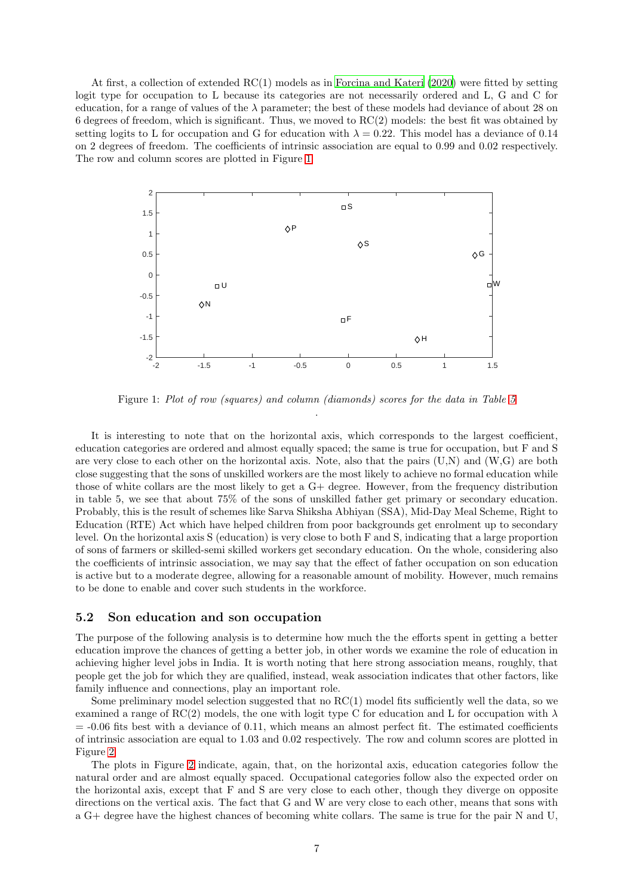At first, a collection of extended RC(1) models as in Forcina and Kateri (2020) were fitted by setting logit type for occupation to L because its categories are not necessarily ordered and L, G and C for education, for a range of values of the $\lambda$ parameter; the best of these models had deviance of about 28 on 6 degrees of freedom, which is significant. Thus, we moved to RC(2) models: the best fit was obtained by setting logits to L for occupation and G for education with $\lambda = 0.22$. This model has a deviance of 0.14 on 2 degrees of freedom. The coefficients of intrinsic association are equal to 0.99 and 0.02 respectively. The row and column scores are plotted in Figure 1.

Figure 1: *Plot of row (squares) and column (diamonds) scores for the data in Table 5*

It is interesting to note that on the horizontal axis, which corresponds to the largest coefficient, education categories are ordered and almost equally spaced; the same is true for occupation, but F and S are very close to each other on the horizontal axis. Note, also that the pairs (U,N) and (W,G) are both close suggesting that the sons of unskilled workers are the most likely to achieve no formal education while those of white collars are the most likely to get a G+ degree. However, from the frequency distribution in table 5, we see that about 75% of the sons of unskilled father get primary or secondary education. Probably, this is the result of schemes like Sarva Shiksha Abhiyan (SSA), Mid-Day Meal Scheme, Right to Education (RTE) Act which have helped children from poor backgrounds get enrolment up to secondary level. On the horizontal axis S (education) is very close to both F and S, indicating that a large proportion of sons of farmers or skilled-semi skilled workers get secondary education. On the whole, considering also the coefficients of intrinsic association, we may say that the effect of father occupation on son education is active but to a moderate degree, allowing for a reasonable amount of mobility. However, much remains to be done to enable and cover such students in the workforce.

## 5.2 Son education and son occupation

The purpose of the following analysis is to determine how much the the efforts spent in getting a better education improve the chances of getting a better job, in other words we examine the role of education in achieving higher level jobs in India. It is worth noting that here strong association means, roughly, that people get the job for which they are qualified, instead, weak association indicates that other factors, like family influence and connections, play an important role.

Some preliminary model selection suggested that no RC(1) model fits sufficiently well the data, so we examined a range of RC(2) models, the one with logit type C for education and L for occupation with $\lambda = -0.06$ fits best with a deviance of 0.11, which means an almost perfect fit. The estimated coefficients of intrinsic association are equal to 1.03 and 0.02 respectively. The row and column scores are plotted in Figure 2.

The plots in Figure 2 indicate, again, that, on the horizontal axis, education categories follow the natural order and are almost equally spaced. Occupational categories follow also the expected order on the horizontal axis, except that F and S are very close to each other, though they diverge on opposite directions on the vertical axis. The fact that G and W are very close to each other, means that sons with a G+ degree have the highest chances of becoming white collars. The same is true for the pair N and U,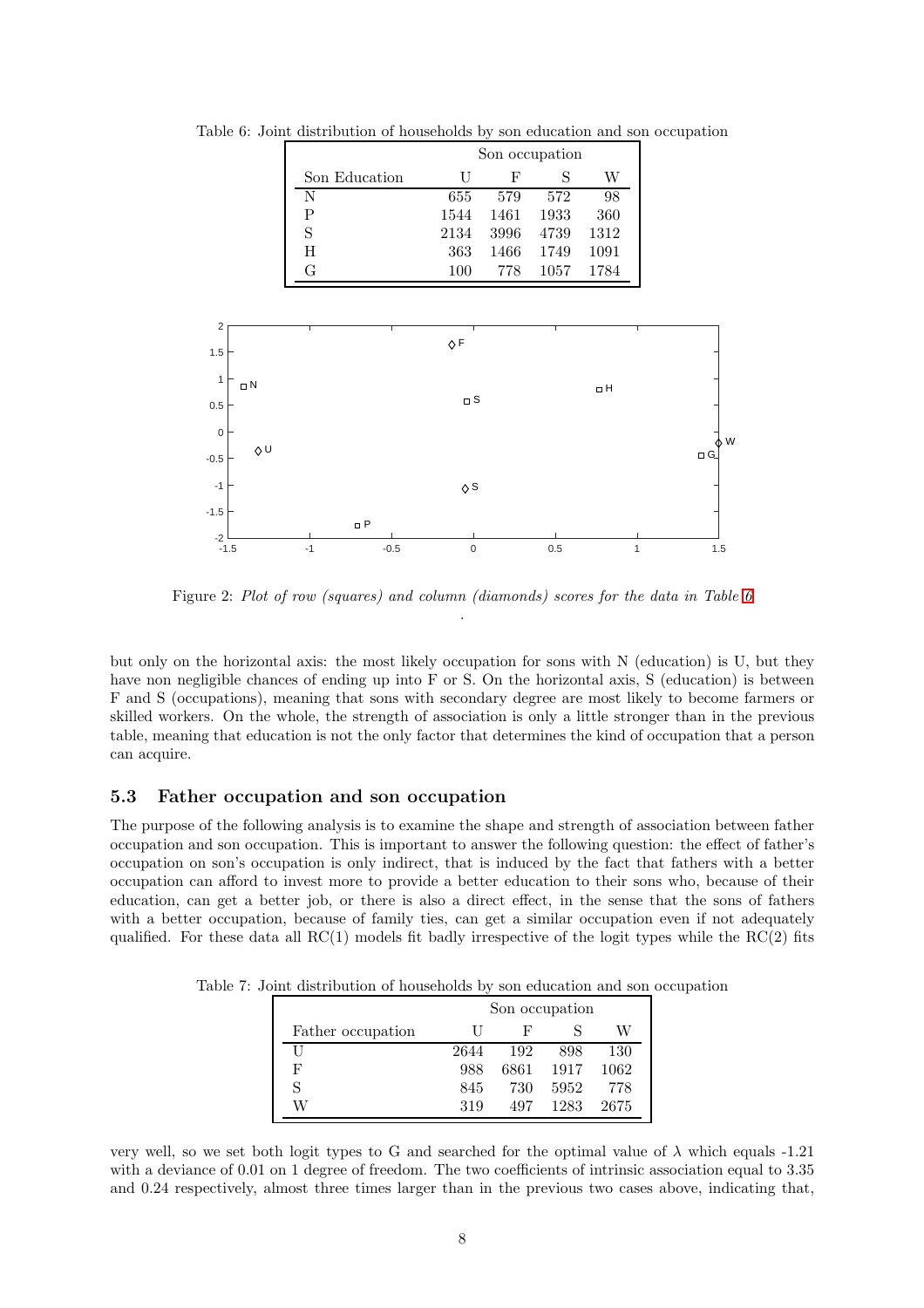Table 6: Joint distribution of households by son education and son occupation

| | Son occupation | | | |
|---|---|---|---|---|
| Son Education | U | F | S | W |
| N | 655 | 579 | 572 | 98 |
| P | 1544 | 1461 | 1933 | 360 |
| S | 2134 | 3996 | 4739 | 1312 |
| H | 363 | 1466 | 1749 | 1091 |
| G | 100 | 778 | 1057 | 1784 |

Figure 2: *Plot of row (squares) and column (diamonds) scores for the data in Table 6*

.

but only on the horizontal axis: the most likely occupation for sons with N (education) is U, but they have non negligible chances of ending up into F or S. On the horizontal axis, S (education) is between F and S (occupations), meaning that sons with secondary degree are most likely to become farmers or skilled workers. On the whole, the strength of association is only a little stronger than in the previous table, meaning that education is not the only factor that determines the kind of occupation that a person can acquire.

## 5.3 Father occupation and son occupation

The purpose of the following analysis is to examine the shape and strength of association between father occupation and son occupation. This is important to answer the following question: the effect of father's occupation on son's occupation is only indirect, that is induced by the fact that fathers with a better occupation can afford to invest more to provide a better education to their sons who, because of their education, can get a better job, or there is also a direct effect, in the sense that the sons of fathers with a better occupation, because of family ties, can get a similar occupation even if not adequately qualified. For these data all RC(1) models fit badly irrespective of the logit types while the RC(2) fits

Table 7: Joint distribution of households by son education and son occupation

| | Son occupation | | | |
|---|---|---|---|---|
| Father occupation | U | F | S | W |
| U | 2644 | 192 | 898 | 130 |
| F | 988 | 6861 | 1917 | 1062 |
| S | 845 | 730 | 5952 | 778 |
| W | 319 | 497 | 1283 | 2675 |

very well, so we set both logit types to G and searched for the optimal value of $\lambda$ which equals -1.21 with a deviance of 0.01 on 1 degree of freedom. The two coefficients of intrinsic association equal to 3.35 and 0.24 respectively, almost three times larger than in the previous two cases above, indicating that,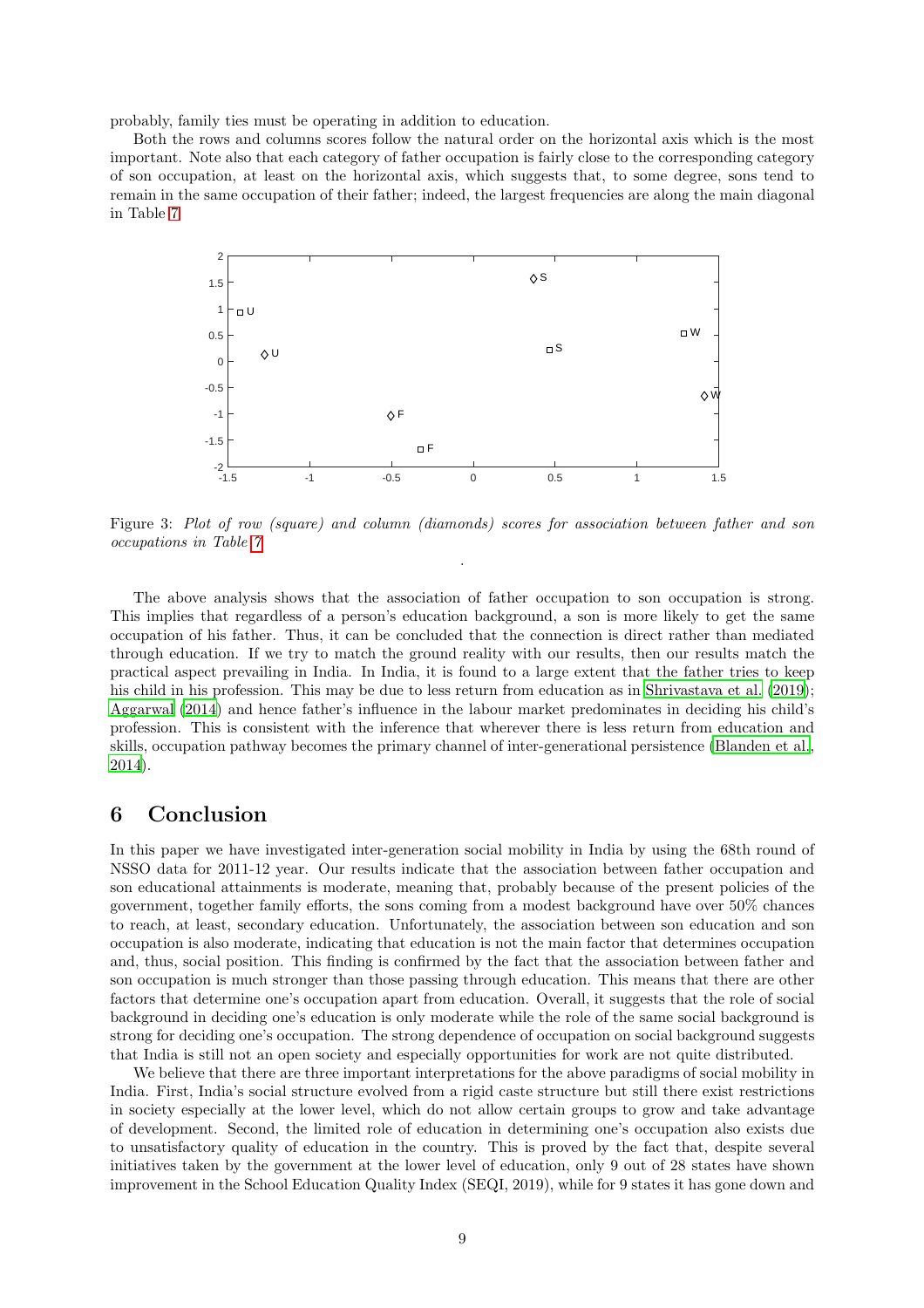probably, family ties must be operating in addition to education.

Both the rows and columns scores follow the natural order on the horizontal axis which is the most important. Note also that each category of father occupation is fairly close to the corresponding category of son occupation, at least on the horizontal axis, which suggests that, to some degree, sons tend to remain in the same occupation of their father; indeed, the largest frequencies are along the main diagonal in Table 7.

Figure 3: *Plot of row (square) and column (diamonds) scores for association between father and son occupations in Table 7*

The above analysis shows that the association of father occupation to son occupation is strong. This implies that regardless of a person's education background, a son is more likely to get the same occupation of his father. Thus, it can be concluded that the connection is direct rather than mediated through education. If we try to match the ground reality with our results, then our results match the practical aspect prevailing in India. In India, it is found to a large extent that the father tries to keep his child in his profession. This may be due to less return from education as in Shrivastava et al. (2019); Aggarwal (2014) and hence father's influence in the labour market predominates in deciding his child's profession. This is consistent with the inference that wherever there is less return from education and skills, occupation pathway becomes the primary channel of inter-generational persistence (Blanden et al., 2014).

# 6 Conclusion

In this paper we have investigated inter-generation social mobility in India by using the 68th round of NSSO data for 2011-12 year. Our results indicate that the association between father occupation and son educational attainments is moderate, meaning that, probably because of the present policies of the government, together family efforts, the sons coming from a modest background have over 50% chances to reach, at least, secondary education. Unfortunately, the association between son education and son occupation is also moderate, indicating that education is not the main factor that determines occupation and, thus, social position. This finding is confirmed by the fact that the association between father and son occupation is much stronger than those passing through education. This means that there are other factors that determine one's occupation apart from education. Overall, it suggests that the role of social background in deciding one's education is only moderate while the role of the same social background is strong for deciding one's occupation. The strong dependence of occupation on social background suggests that India is still not an open society and especially opportunities for work are not quite distributed.

We believe that there are three important interpretations for the above paradigms of social mobility in India. First, India's social structure evolved from a rigid caste structure but still there exist restrictions in society especially at the lower level, which do not allow certain groups to grow and take advantage of development. Second, the limited role of education in determining one's occupation also exists due to unsatisfactory quality of education in the country. This is proved by the fact that, despite several initiatives taken by the government at the lower level of education, only 9 out of 28 states have shown improvement in the School Education Quality Index (SEQI, 2019), while for 9 states it has gone down and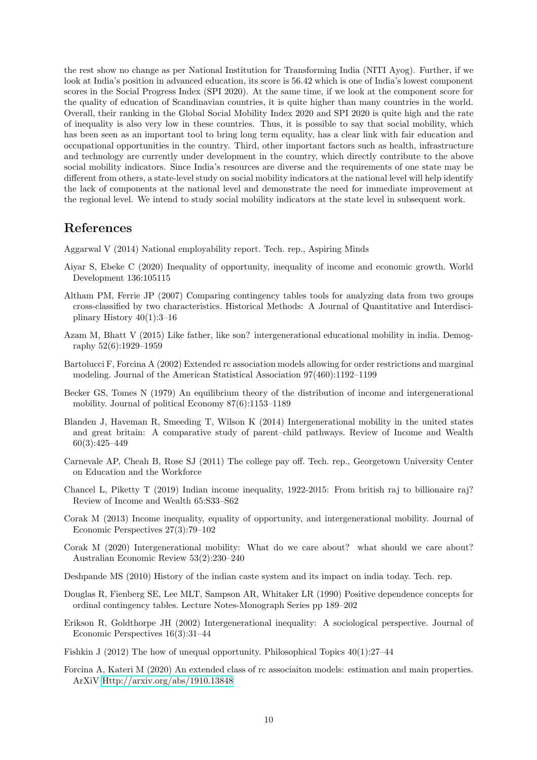the rest show no change as per National Institution for Transforming India (NITI Ayog). Further, if we look at India's position in advanced education, its score is 56.42 which is one of India's lowest component scores in the Social Progress Index (SPI 2020). At the same time, if we look at the component score for the quality of education of Scandinavian countries, it is quite higher than many countries in the world. Overall, their ranking in the Global Social Mobility Index 2020 and SPI 2020 is quite high and the rate of inequality is also very low in these countries. Thus, it is possible to say that social mobility, which has been seen as an important tool to bring long term equality, has a clear link with fair education and occupational opportunities in the country. Third, other important factors such as health, infrastructure and technology are currently under development in the country, which directly contribute to the above social mobility indicators. Since India's resources are diverse and the requirements of one state may be different from others, a state-level study on social mobility indicators at the national level will help identify the lack of components at the national level and demonstrate the need for immediate improvement at the regional level. We intend to study social mobility indicators at the state level in subsequent work.

## References

Aggarwal V (2014) National employability report. Tech. rep., Aspiring Minds

Aiyar S, Ebeke C (2020) Inequality of opportunity, inequality of income and economic growth. World Development 136:105115

Altham PM, Ferrie JP (2007) Comparing contingency tables tools for analyzing data from two groups cross-classified by two characteristics. Historical Methods: A Journal of Quantitative and Interdisciplinary History 40(1):3–16

Azam M, Bhatt V (2015) Like father, like son? intergenerational educational mobility in india. Demography 52(6):1929–1959

Bartolucci F, Forcina A (2002) Extended rc association models allowing for order restrictions and marginal modeling. Journal of the American Statistical Association 97(460):1192–1199

Becker GS, Tomes N (1979) An equilibrium theory of the distribution of income and intergenerational mobility. Journal of political Economy 87(6):1153–1189

Blanden J, Haveman R, Smeeding T, Wilson K (2014) Intergenerational mobility in the united states and great britain: A comparative study of parent–child pathways. Review of Income and Wealth 60(3):425–449

Carnevale AP, Cheah B, Rose SJ (2011) The college pay off. Tech. rep., Georgetown University Center on Education and the Workforce

Chancel L, Piketty T (2019) Indian income inequality, 1922-2015: From british raj to billionaire raj? Review of Income and Wealth 65:S33–S62

Corak M (2013) Income inequality, equality of opportunity, and intergenerational mobility. Journal of Economic Perspectives 27(3):79–102

Corak M (2020) Intergenerational mobility: What do we care about? what should we care about? Australian Economic Review 53(2):230–240

Deshpande MS (2010) History of the indian caste system and its impact on india today. Tech. rep.

Douglas R, Fienberg SE, Lee MLT, Sampson AR, Whitaker LR (1990) Positive dependence concepts for ordinal contingency tables. Lecture Notes-Monograph Series pp 189–202

Erikson R, Goldthorpe JH (2002) Intergenerational inequality: A sociological perspective. Journal of Economic Perspectives 16(3):31–44

Fishkin J (2012) The how of unequal opportunity. Philosophical Topics 40(1):27–44

Forcina A, Kateri M (2020) An extended class of rc associaiton models: estimation and main properties. ArXiV Http://arxiv.org/abs/1910.13848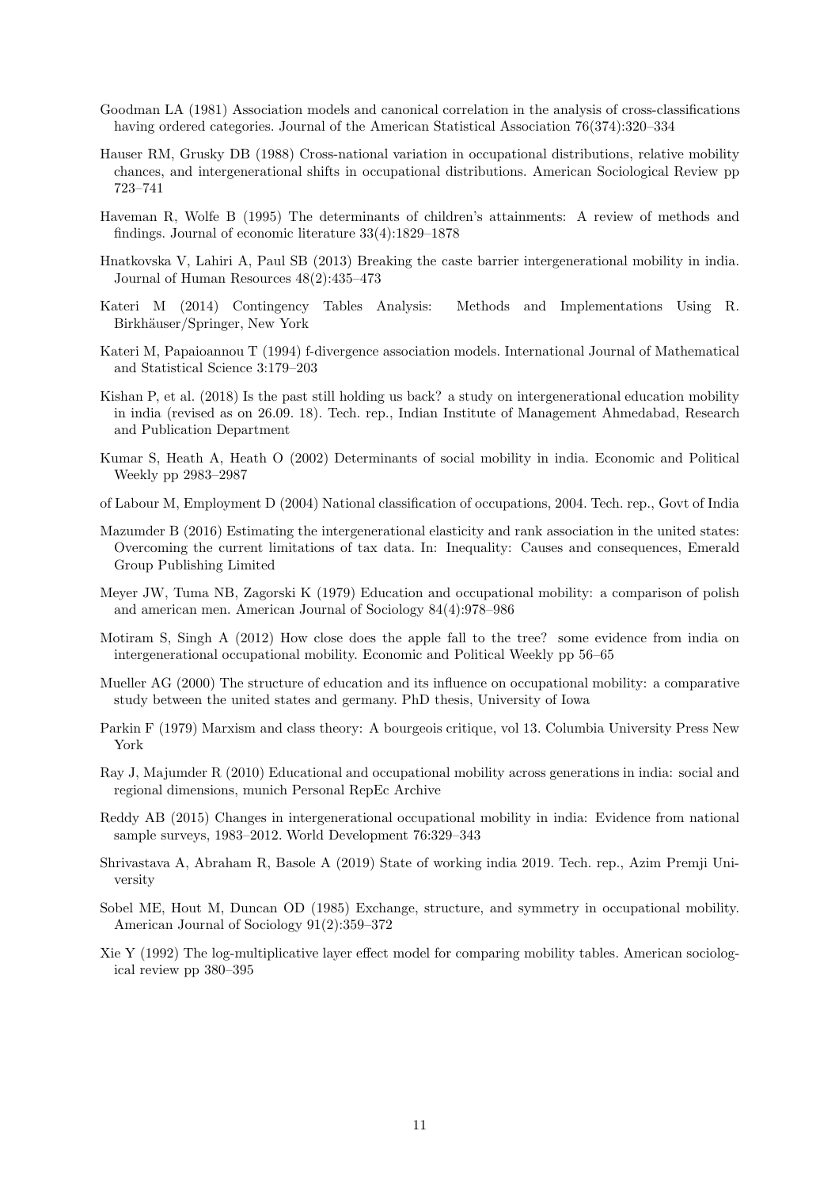Goodman LA (1981) Association models and canonical correlation in the analysis of cross-classifications having ordered categories. Journal of the American Statistical Association 76(374):320–334

Hauser RM, Grusky DB (1988) Cross-national variation in occupational distributions, relative mobility chances, and intergenerational shifts in occupational distributions. American Sociological Review pp 723–741

Haveman R, Wolfe B (1995) The determinants of children's attainments: A review of methods and findings. Journal of economic literature 33(4):1829–1878

Hnatkovska V, Lahiri A, Paul SB (2013) Breaking the caste barrier intergenerational mobility in india. Journal of Human Resources 48(2):435–473

Kateri M (2014) Contingency Tables Analysis: Methods and Implementations Using R. Birkhäuser/Springer, New York

Kateri M, Papaioannou T (1994) f-divergence association models. International Journal of Mathematical and Statistical Science 3:179–203

Kishan P, et al. (2018) Is the past still holding us back? a study on intergenerational education mobility in india (revised as on 26.09. 18). Tech. rep., Indian Institute of Management Ahmedabad, Research and Publication Department

Kumar S, Heath A, Heath O (2002) Determinants of social mobility in india. Economic and Political Weekly pp 2983–2987

of Labour M, Employment D (2004) National classification of occupations, 2004. Tech. rep., Govt of India

Mazumder B (2016) Estimating the intergenerational elasticity and rank association in the united states: Overcoming the current limitations of tax data. In: Inequality: Causes and consequences, Emerald Group Publishing Limited

Meyer JW, Tuma NB, Zagorski K (1979) Education and occupational mobility: a comparison of polish and american men. American Journal of Sociology 84(4):978–986

Motiram S, Singh A (2012) How close does the apple fall to the tree? some evidence from india on intergenerational occupational mobility. Economic and Political Weekly pp 56–65

Mueller AG (2000) The structure of education and its influence on occupational mobility: a comparative study between the united states and germany. PhD thesis, University of Iowa

Parkin F (1979) Marxism and class theory: A bourgeois critique, vol 13. Columbia University Press New York

Ray J, Majumder R (2010) Educational and occupational mobility across generations in india: social and regional dimensions, munich Personal RepEc Archive

Reddy AB (2015) Changes in intergenerational occupational mobility in india: Evidence from national sample surveys, 1983–2012. World Development 76:329–343

Shrivastava A, Abraham R, Basole A (2019) State of working india 2019. Tech. rep., Azim Premji University

Sobel ME, Hout M, Duncan OD (1985) Exchange, structure, and symmetry in occupational mobility. American Journal of Sociology 91(2):359–372

Xie Y (1992) The log-multiplicative layer effect model for comparing mobility tables. American sociological review pp 380–395